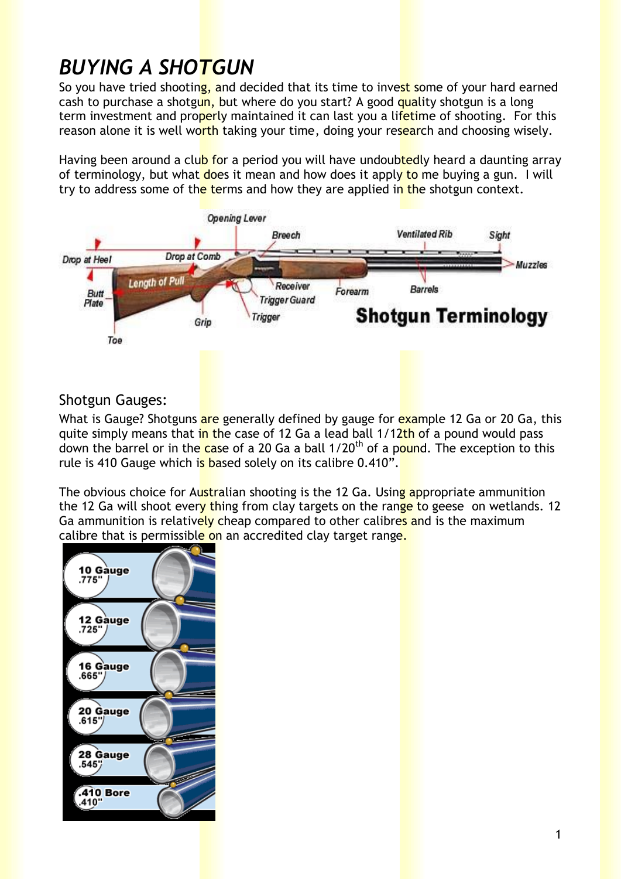# *BUYING A SHOTGUN*

So you have tried shooting, and decided that its time to invest some of your hard earned cash to purchase a shotgun, but where do you start? A good quality shotgun is a long term investment and properly maintained it can last you a lifetime of shooting. For this reason alone it is well worth taking your time, doing your research and choosing wisely.

Having been around a club for a period you will have undoubtedly heard a daunting array of terminology, but what does it mean and how does it apply to me buying a gun. I will try to address some of the terms and how they are applied in the shotgun context.

Opening Lever, Breech, Ventilated Rib, Sight, Drop at Heel, Drop at Comb, Muzzles, Length of Pull, Receiver, Forearm, Barrels, Butt Plate, Trigger Guard, Trigger, Grip, Toe

**Shotgun Terminology**

## Shotgun Gauges:

What is Gauge? Shotguns are generally defined by gauge for example 12 Ga or 20 Ga, this quite simply means that in the case of 12 Ga a lead ball 1/12th of a pound would pass down the barrel or in the case of a 20 Ga a ball 1/20$^{th}$ of a pound. The exception to this rule is 410 Gauge which is based solely on its calibre 0.410".

The obvious choice for Australian shooting is the 12 Ga. Using appropriate ammunition the 12 Ga will shoot every thing from clay targets on the range to geese on wetlands. 12 Ga ammunition is relatively cheap compared to other calibres and is the maximum calibre that is permissible on an accredited clay target range.

| Gauge | Bore |
| --- | --- |
| 10 Gauge | .775" |
| 12 Gauge | .725" |
| 16 Gauge | .665" |
| 20 Gauge | .615" |
| 28 Gauge | .545" |
| .410 Bore | .410" |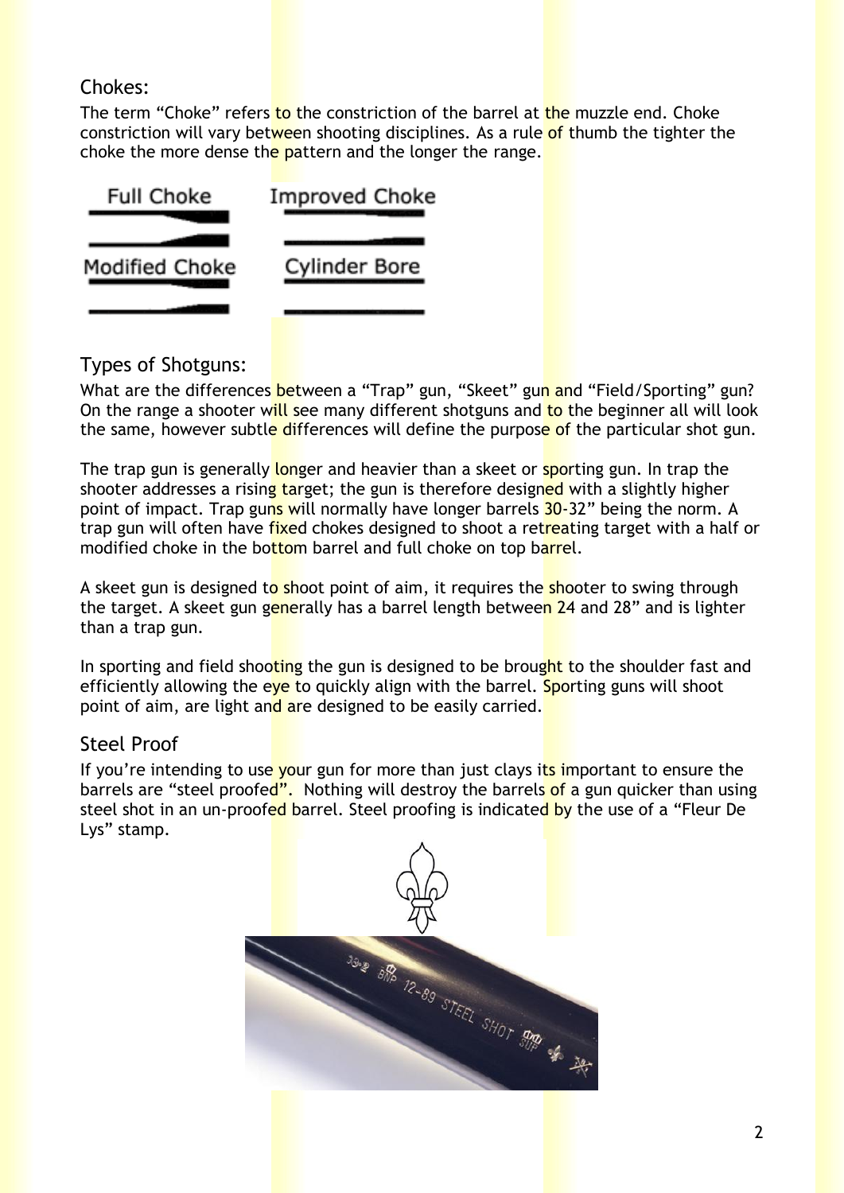## Chokes:

The term "Choke" refers to the constriction of the barrel at the muzzle end. Choke constriction will vary between shooting disciplines. As a rule of thumb the tighter the choke the more dense the pattern and the longer the range.

Full Choke

Improved Choke

Modified Choke

Cylinder Bore

## Types of Shotguns:

What are the differences between a "Trap" gun, "Skeet" gun and "Field/Sporting" gun? On the range a shooter will see many different shotguns and to the beginner all will look the same, however subtle differences will define the purpose of the particular shot gun.

The trap gun is generally longer and heavier than a skeet or sporting gun. In trap the shooter addresses a rising target; the gun is therefore designed with a slightly higher point of impact. Trap guns will normally have longer barrels 30-32" being the norm. A trap gun will often have fixed chokes designed to shoot a retreating target with a half or modified choke in the bottom barrel and full choke on top barrel.

A skeet gun is designed to shoot point of aim, it requires the shooter to swing through the target. A skeet gun generally has a barrel length between 24 and 28" and is lighter than a trap gun.

In sporting and field shooting the gun is designed to be brought to the shoulder fast and efficiently allowing the eye to quickly align with the barrel. Sporting guns will shoot point of aim, are light and are designed to be easily carried.

## Steel Proof

If you're intending to use your gun for more than just clays its important to ensure the barrels are "steel proofed". Nothing will destroy the barrels of a gun quicker than using steel shot in an un-proofed barrel. Steel proofing is indicated by the use of a "Fleur De Lys" stamp.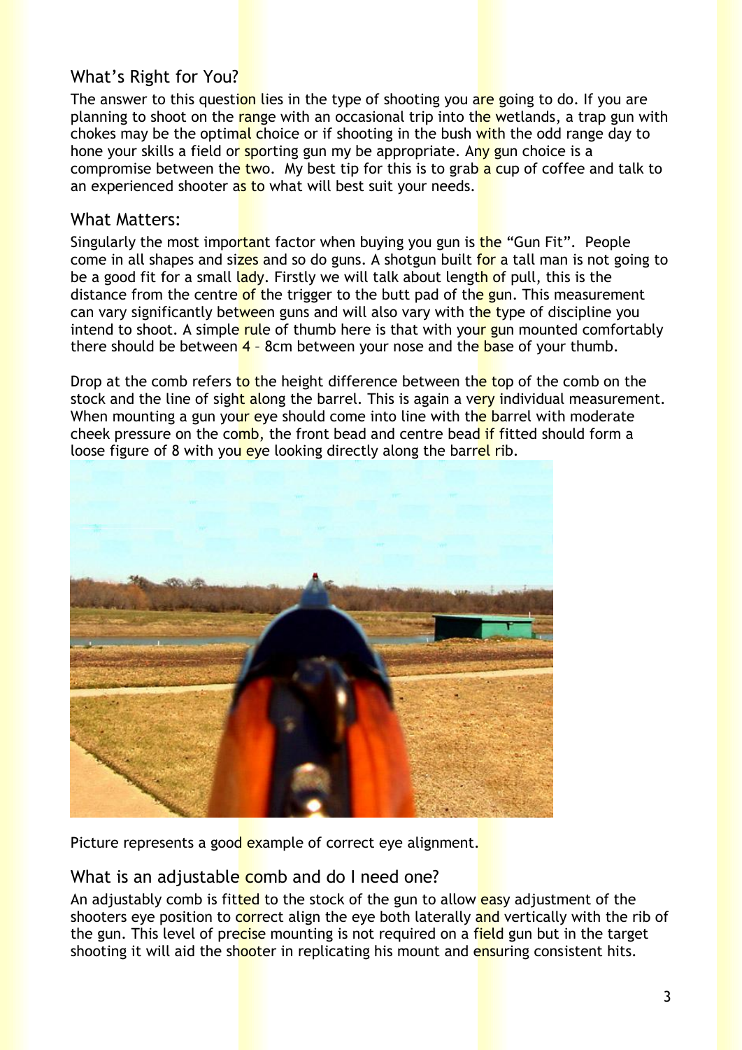## What's Right for You?

The answer to this question lies in the type of shooting you are going to do. If you are planning to shoot on the range with an occasional trip into the wetlands, a trap gun with chokes may be the optimal choice or if shooting in the bush with the odd range day to hone your skills a field or sporting gun my be appropriate. Any gun choice is a compromise between the two. My best tip for this is to grab a cup of coffee and talk to an experienced shooter as to what will best suit your needs.

## What Matters:

Singularly the most important factor when buying you gun is the "Gun Fit". People come in all shapes and sizes and so do guns. A shotgun built for a tall man is not going to be a good fit for a small lady. Firstly we will talk about length of pull, this is the distance from the centre of the trigger to the butt pad of the gun. This measurement can vary significantly between guns and will also vary with the type of discipline you intend to shoot. A simple rule of thumb here is that with your gun mounted comfortably there should be between 4 – 8cm between your nose and the base of your thumb.

Drop at the comb refers to the height difference between the top of the comb on the stock and the line of sight along the barrel. This is again a very individual measurement. When mounting a gun your eye should come into line with the barrel with moderate cheek pressure on the comb, the front bead and centre bead if fitted should form a loose figure of 8 with you eye looking directly along the barrel rib.

Picture represents a good example of correct eye alignment.

## What is an adjustable comb and do I need one?

An adjustably comb is fitted to the stock of the gun to allow easy adjustment of the shooters eye position to correct align the eye both laterally and vertically with the rib of the gun. This level of precise mounting is not required on a field gun but in the target shooting it will aid the shooter in replicating his mount and ensuring consistent hits.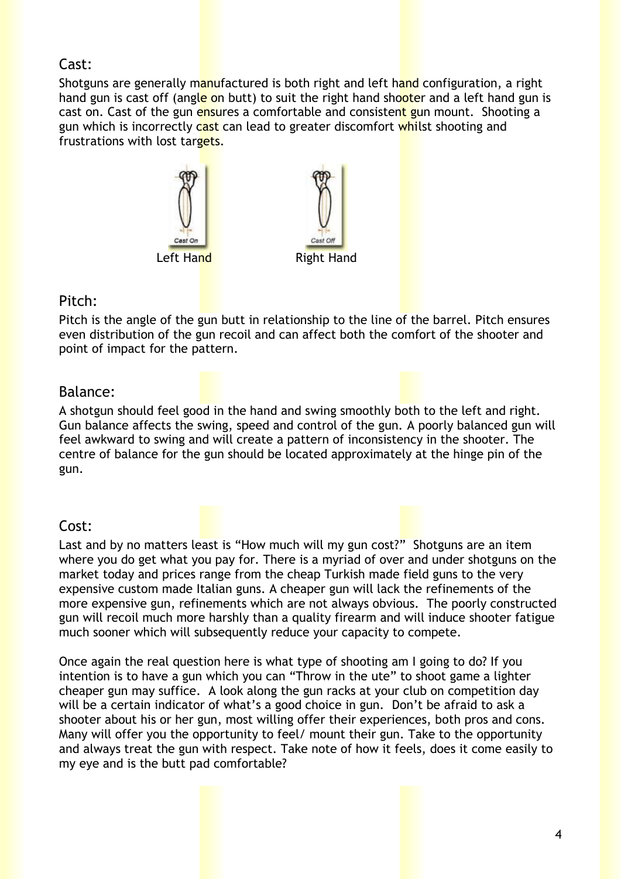## Cast:

Shotguns are generally manufactured is both right and left hand configuration, a right hand gun is cast off (angle on butt) to suit the right hand shooter and a left hand gun is cast on. Cast of the gun ensures a comfortable and consistent gun mount. Shooting a gun which is incorrectly cast can lead to greater discomfort whilst shooting and frustrations with lost targets.

Left Hand Right Hand

## Pitch:

Pitch is the angle of the gun butt in relationship to the line of the barrel. Pitch ensures even distribution of the gun recoil and can affect both the comfort of the shooter and point of impact for the pattern.

## Balance:

A shotgun should feel good in the hand and swing smoothly both to the left and right. Gun balance affects the swing, speed and control of the gun. A poorly balanced gun will feel awkward to swing and will create a pattern of inconsistency in the shooter. The centre of balance for the gun should be located approximately at the hinge pin of the gun.

## Cost:

Last and by no matters least is "How much will my gun cost?" Shotguns are an item where you do get what you pay for. There is a myriad of over and under shotguns on the market today and prices range from the cheap Turkish made field guns to the very expensive custom made Italian guns. A cheaper gun will lack the refinements of the more expensive gun, refinements which are not always obvious. The poorly constructed gun will recoil much more harshly than a quality firearm and will induce shooter fatigue much sooner which will subsequently reduce your capacity to compete.

Once again the real question here is what type of shooting am I going to do? If you intention is to have a gun which you can "Throw in the ute" to shoot game a lighter cheaper gun may suffice. A look along the gun racks at your club on competition day will be a certain indicator of what's a good choice in gun. Don't be afraid to ask a shooter about his or her gun, most willing offer their experiences, both pros and cons. Many will offer you the opportunity to feel/ mount their gun. Take to the opportunity and always treat the gun with respect. Take note of how it feels, does it come easily to my eye and is the butt pad comfortable?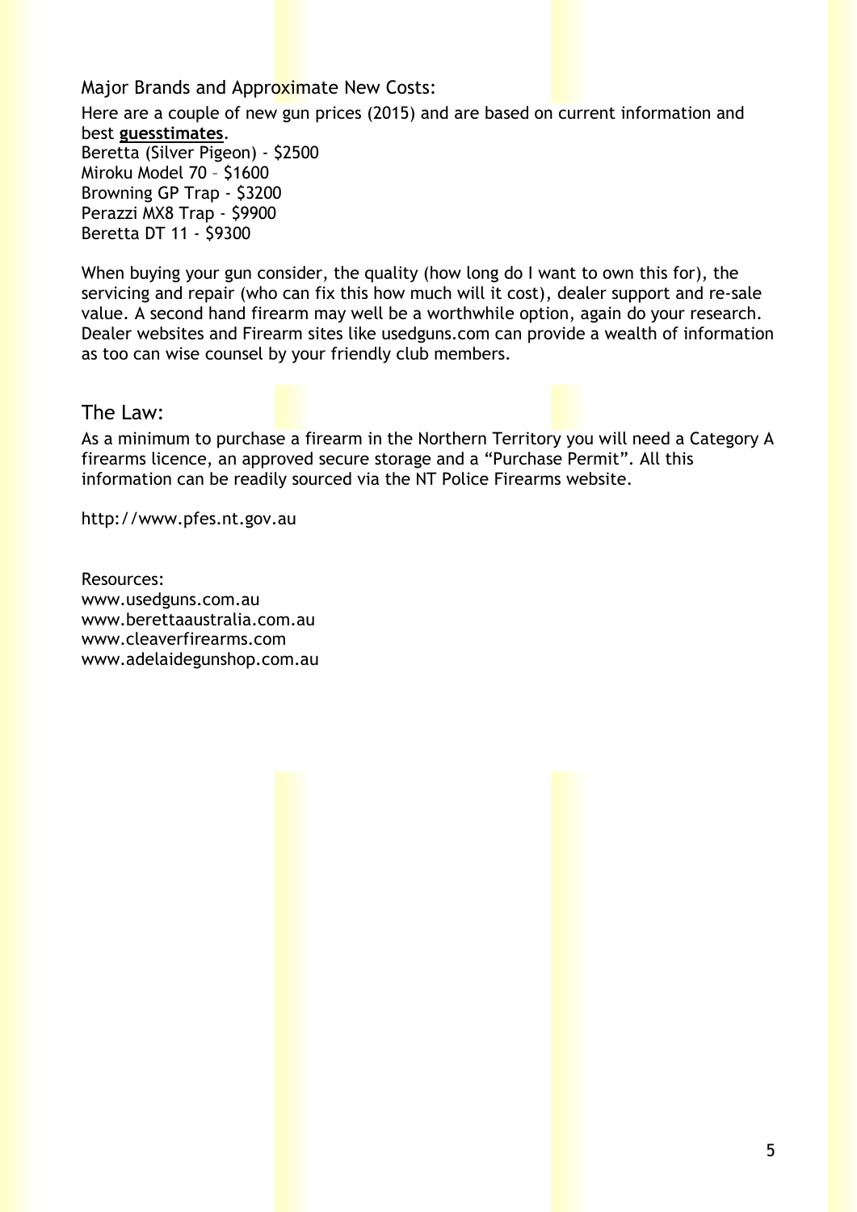## Major Brands and Approximate New Costs:

Here are a couple of new gun prices (2015) and are based on current information and best **guesstimates**.

Beretta (Silver Pigeon) - $2500
Miroku Model 70 – $1600
Browning GP Trap - $3200
Perazzi MX8 Trap - $9900
Beretta DT 11 - $9300

When buying your gun consider, the quality (how long do I want to own this for), the servicing and repair (who can fix this how much will it cost), dealer support and re-sale value. A second hand firearm may well be a worthwhile option, again do your research. Dealer websites and Firearm sites like usedguns.com can provide a wealth of information as too can wise counsel by your friendly club members.

## The Law:

As a minimum to purchase a firearm in the Northern Territory you will need a Category A firearms licence, an approved secure storage and a "Purchase Permit". All this information can be readily sourced via the NT Police Firearms website.

http://www.pfes.nt.gov.au

Resources:
www.usedguns.com.au
www.berettaaustralia.com.au
www.cleaverfirearms.com
www.adelaidegunshop.com.au